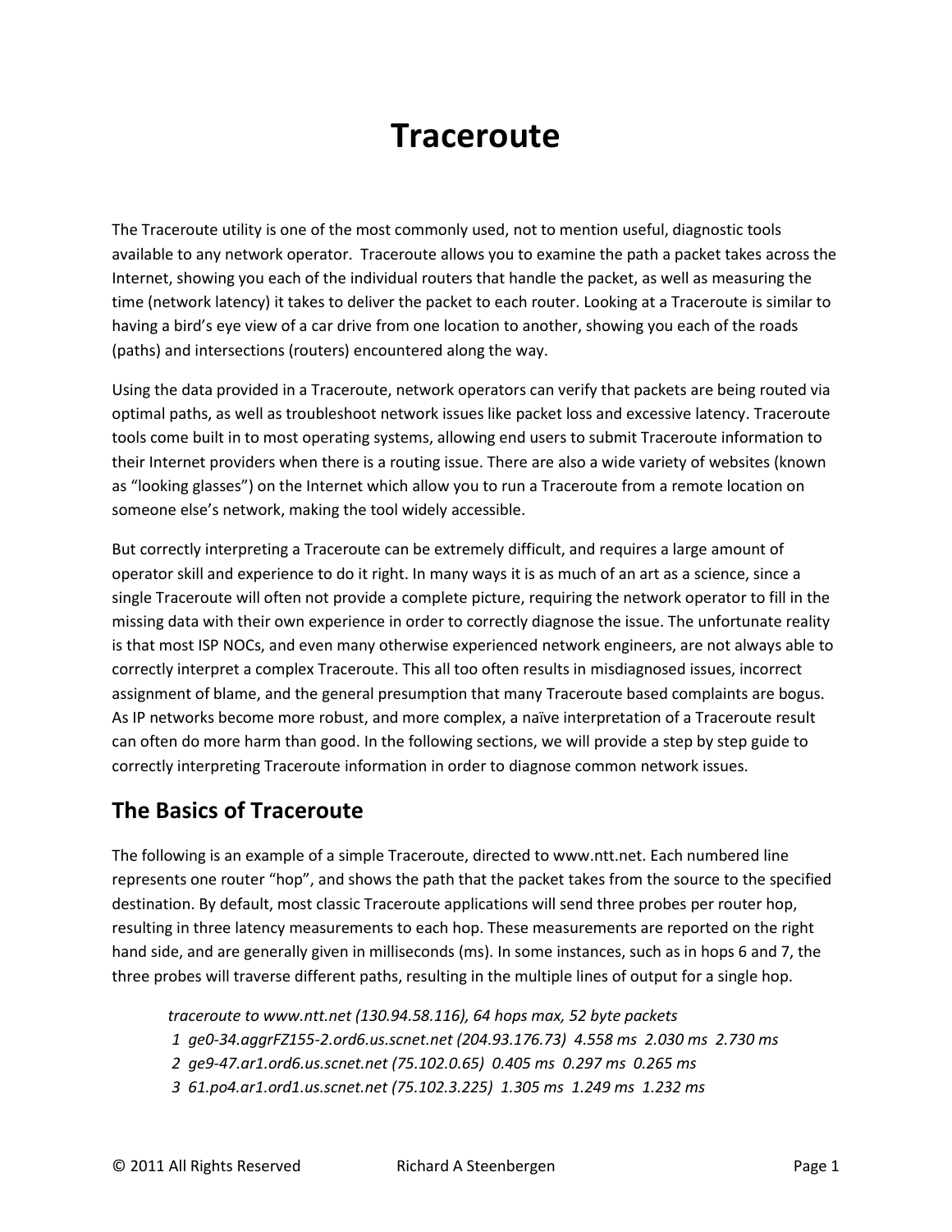# Traceroute

The Traceroute utility is one of the most commonly used, not to mention useful, diagnostic tools available to any network operator. Traceroute allows you to examine the path a packet takes across the Internet, showing you each of the individual routers that handle the packet, as well as measuring the time (network latency) it takes to deliver the packet to each router. Looking at a Traceroute is similar to having a bird's eye view of a car drive from one location to another, showing you each of the roads (paths) and intersections (routers) encountered along the way.

Using the data provided in a Traceroute, network operators can verify that packets are being routed via optimal paths, as well as troubleshoot network issues like packet loss and excessive latency. Traceroute tools come built in to most operating systems, allowing end users to submit Traceroute information to their Internet providers when there is a routing issue. There are also a wide variety of websites (known as "looking glasses") on the Internet which allow you to run a Traceroute from a remote location on someone else's network, making the tool widely accessible.

But correctly interpreting a Traceroute can be extremely difficult, and requires a large amount of operator skill and experience to do it right. In many ways it is as much of an art as a science, since a single Traceroute will often not provide a complete picture, requiring the network operator to fill in the missing data with their own experience in order to correctly diagnose the issue. The unfortunate reality is that most ISP NOCs, and even many otherwise experienced network engineers, are not always able to correctly interpret a complex Traceroute. This all too often results in misdiagnosed issues, incorrect assignment of blame, and the general presumption that many Traceroute based complaints are bogus. As IP networks become more robust, and more complex, a naïve interpretation of a Traceroute result can often do more harm than good. In the following sections, we will provide a step by step guide to correctly interpreting Traceroute information in order to diagnose common network issues.

## The Basics of Traceroute

The following is an example of a simple Traceroute, directed to www.ntt.net. Each numbered line represents one router "hop", and shows the path that the packet takes from the source to the specified destination. By default, most classic Traceroute applications will send three probes per router hop, resulting in three latency measurements to each hop. These measurements are reported on the right hand side, and are generally given in milliseconds (ms). In some instances, such as in hops 6 and 7, the three probes will traverse different paths, resulting in the multiple lines of output for a single hop.

```
traceroute to www.ntt.net (130.94.58.116), 64 hops max, 52 byte packets
 1  ge0-34.aggrFZ155-2.ord6.us.scnet.net (204.93.176.73)  4.558 ms  2.030 ms  2.730 ms
 2  ge9-47.ar1.ord6.us.scnet.net (75.102.0.65)  0.405 ms  0.297 ms  0.265 ms
 3  61.po4.ar1.ord1.us.scnet.net (75.102.3.225)  1.305 ms  1.249 ms  1.232 ms
```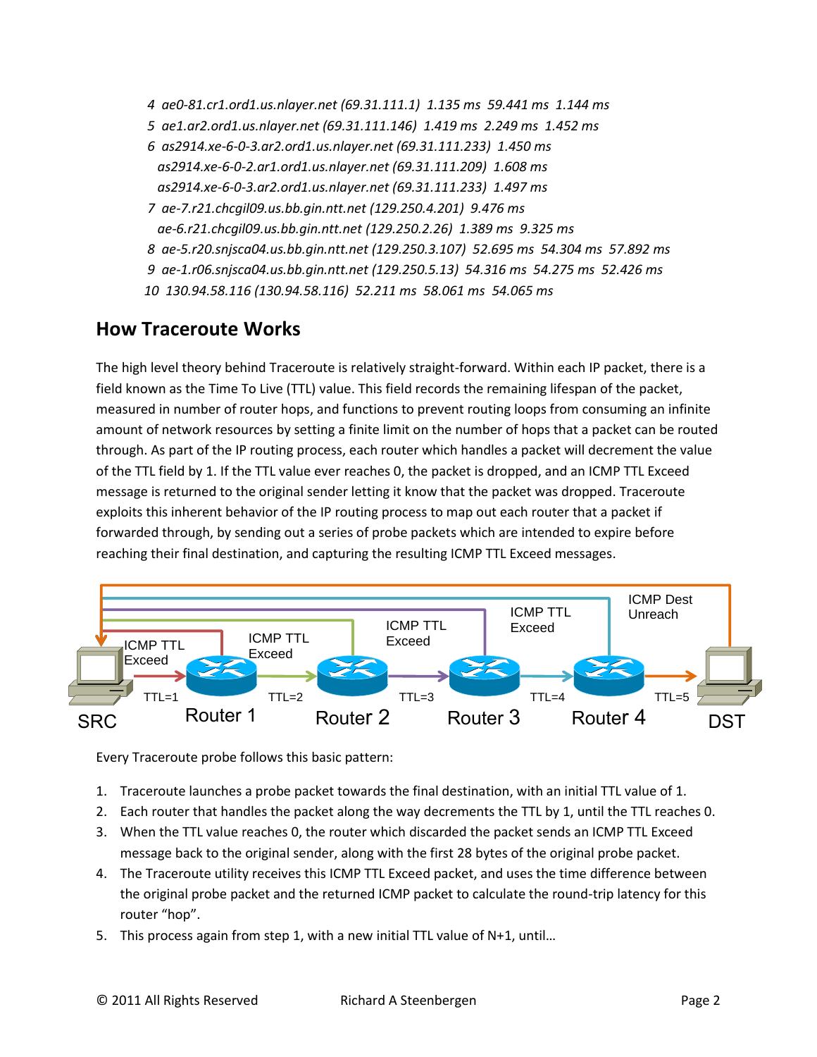```
 4  ae0-81.cr1.ord1.us.nlayer.net (69.31.111.1)  1.135 ms  59.441 ms  1.144 ms
 5  ae1.ar2.ord1.us.nlayer.net (69.31.111.146)  1.419 ms  2.249 ms  1.452 ms
 6  as2914.xe-6-0-3.ar2.ord1.us.nlayer.net (69.31.111.233)  1.450 ms
    as2914.xe-6-0-2.ar1.ord1.us.nlayer.net (69.31.111.209)  1.608 ms
    as2914.xe-6-0-3.ar2.ord1.us.nlayer.net (69.31.111.233)  1.497 ms
 7  ae-7.r21.chcgil09.us.bb.gin.ntt.net (129.250.4.201)  9.476 ms
    ae-6.r21.chcgil09.us.bb.gin.ntt.net (129.250.2.26)  1.389 ms  9.325 ms
 8  ae-5.r20.snjsca04.us.bb.gin.ntt.net (129.250.3.107)  52.695 ms  54.304 ms  57.892 ms
 9  ae-1.r06.snjsca04.us.bb.gin.ntt.net (129.250.5.13)  54.316 ms  54.275 ms  52.426 ms
10  130.94.58.116 (130.94.58.116)  52.211 ms  58.061 ms  54.065 ms
```

## How Traceroute Works

The high level theory behind Traceroute is relatively straight-forward. Within each IP packet, there is a field known as the Time To Live (TTL) value. This field records the remaining lifespan of the packet, measured in number of router hops, and functions to prevent routing loops from consuming an infinite amount of network resources by setting a finite limit on the number of hops that a packet can be routed through. As part of the IP routing process, each router which handles a packet will decrement the value of the TTL field by 1. If the TTL value ever reaches 0, the packet is dropped, and an ICMP TTL Exceed message is returned to the original sender letting it know that the packet was dropped. Traceroute exploits this inherent behavior of the IP routing process to map out each router that a packet if forwarded through, by sending out a series of probe packets which are intended to expire before reaching their final destination, and capturing the resulting ICMP TTL Exceed messages.

SRC — TTL=1 → Router 1 — TTL=2 → Router 2 — TTL=3 → Router 3 — TTL=4 → Router 4 — TTL=5 → DST

(Router 1, Router 2, Router 3, Router 4 each return "ICMP TTL Exceed" to SRC; DST returns "ICMP Dest Unreach" to SRC.)

Every Traceroute probe follows this basic pattern:

1. Traceroute launches a probe packet towards the final destination, with an initial TTL value of 1.
2. Each router that handles the packet along the way decrements the TTL by 1, until the TTL reaches 0.
3. When the TTL value reaches 0, the router which discarded the packet sends an ICMP TTL Exceed message back to the original sender, along with the first 28 bytes of the original probe packet.
4. The Traceroute utility receives this ICMP TTL Exceed packet, and uses the time difference between the original probe packet and the returned ICMP packet to calculate the round-trip latency for this router "hop".
5. This process again from step 1, with a new initial TTL value of N+1, until…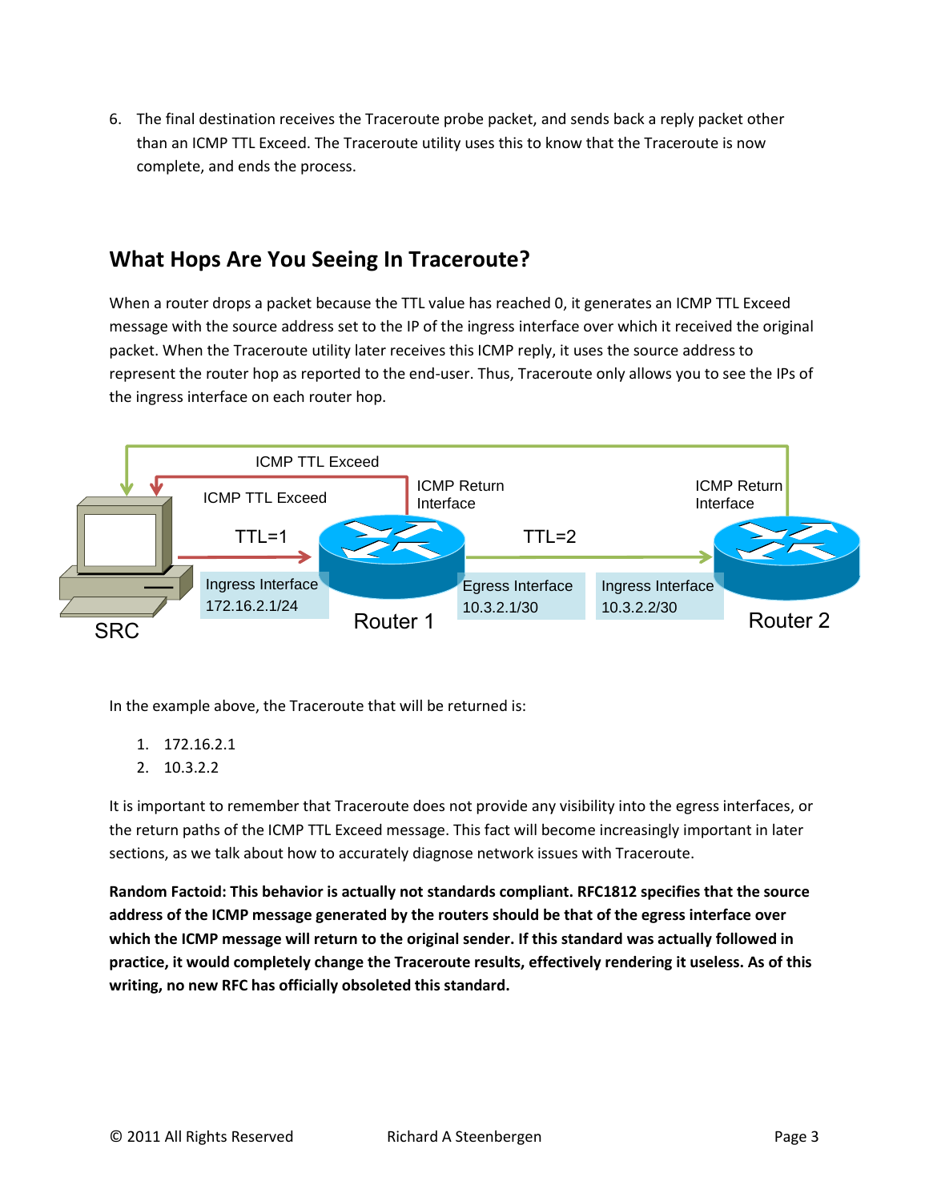6. The final destination receives the Traceroute probe packet, and sends back a reply packet other than an ICMP TTL Exceed. The Traceroute utility uses this to know that the Traceroute is now complete, and ends the process.

## What Hops Are You Seeing In Traceroute?

When a router drops a packet because the TTL value has reached 0, it generates an ICMP TTL Exceed message with the source address set to the IP of the ingress interface over which it received the original packet. When the Traceroute utility later receives this ICMP reply, it uses the source address to represent the router hop as reported to the end-user. Thus, Traceroute only allows you to see the IPs of the ingress interface on each router hop.

In the example above, the Traceroute that will be returned is:

1. 172.16.2.1
2. 10.3.2.2

It is important to remember that Traceroute does not provide any visibility into the egress interfaces, or the return paths of the ICMP TTL Exceed message. This fact will become increasingly important in later sections, as we talk about how to accurately diagnose network issues with Traceroute.

**Random Factoid: This behavior is actually not standards compliant. RFC1812 specifies that the source address of the ICMP message generated by the routers should be that of the egress interface over which the ICMP message will return to the original sender. If this standard was actually followed in practice, it would completely change the Traceroute results, effectively rendering it useless. As of this writing, no new RFC has officially obsoleted this standard.**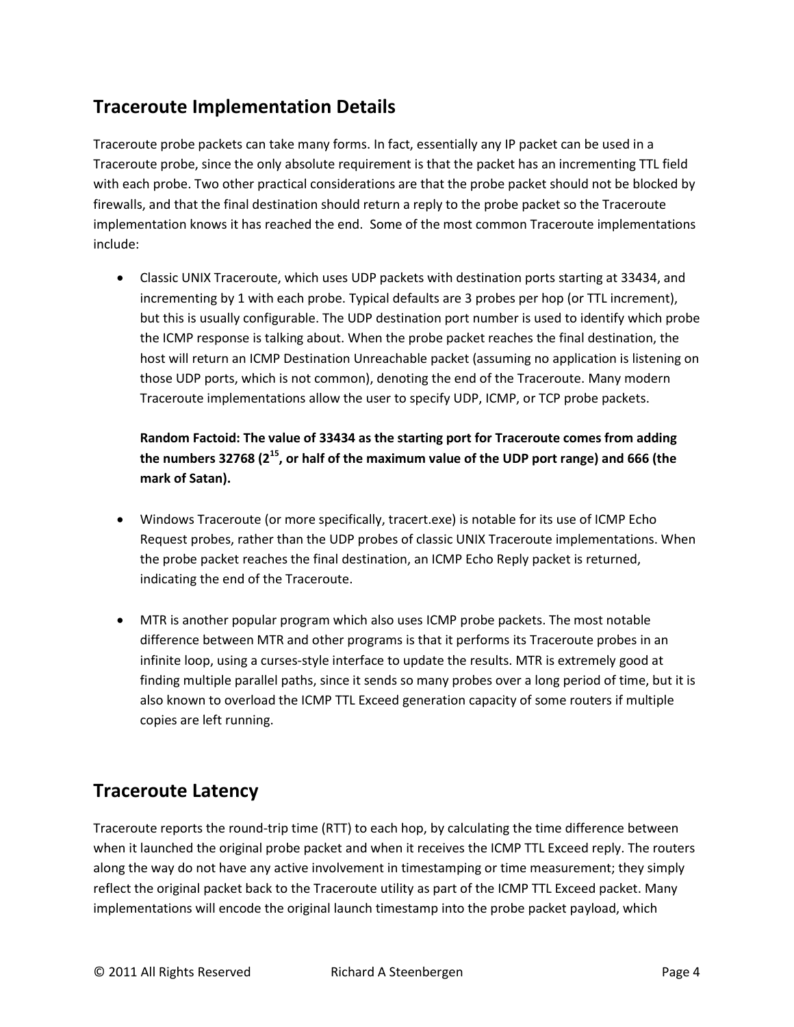## Traceroute Implementation Details

Traceroute probe packets can take many forms. In fact, essentially any IP packet can be used in a Traceroute probe, since the only absolute requirement is that the packet has an incrementing TTL field with each probe. Two other practical considerations are that the probe packet should not be blocked by firewalls, and that the final destination should return a reply to the probe packet so the Traceroute implementation knows it has reached the end. Some of the most common Traceroute implementations include:

- Classic UNIX Traceroute, which uses UDP packets with destination ports starting at 33434, and incrementing by 1 with each probe. Typical defaults are 3 probes per hop (or TTL increment), but this is usually configurable. The UDP destination port number is used to identify which probe the ICMP response is talking about. When the probe packet reaches the final destination, the host will return an ICMP Destination Unreachable packet (assuming no application is listening on those UDP ports, which is not common), denoting the end of the Traceroute. Many modern Traceroute implementations allow the user to specify UDP, ICMP, or TCP probe packets.

  **Random Factoid: The value of 33434 as the starting port for Traceroute comes from adding the numbers 32768 ($2^{15}$, or half of the maximum value of the UDP port range) and 666 (the mark of Satan).**

- Windows Traceroute (or more specifically, tracert.exe) is notable for its use of ICMP Echo Request probes, rather than the UDP probes of classic UNIX Traceroute implementations. When the probe packet reaches the final destination, an ICMP Echo Reply packet is returned, indicating the end of the Traceroute.

- MTR is another popular program which also uses ICMP probe packets. The most notable difference between MTR and other programs is that it performs its Traceroute probes in an infinite loop, using a curses-style interface to update the results. MTR is extremely good at finding multiple parallel paths, since it sends so many probes over a long period of time, but it is also known to overload the ICMP TTL Exceed generation capacity of some routers if multiple copies are left running.

## Traceroute Latency

Traceroute reports the round-trip time (RTT) to each hop, by calculating the time difference between when it launched the original probe packet and when it receives the ICMP TTL Exceed reply. The routers along the way do not have any active involvement in timestamping or time measurement; they simply reflect the original packet back to the Traceroute utility as part of the ICMP TTL Exceed packet. Many implementations will encode the original launch timestamp into the probe packet payload, which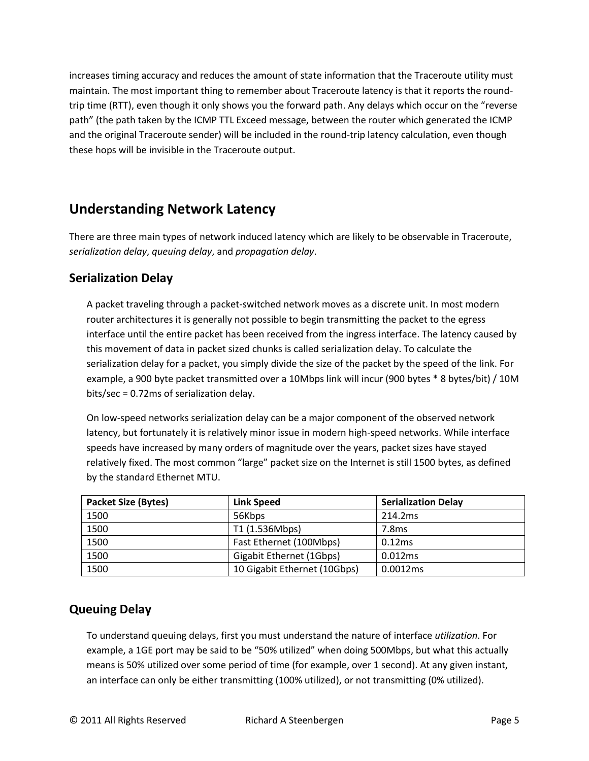increases timing accuracy and reduces the amount of state information that the Traceroute utility must maintain. The most important thing to remember about Traceroute latency is that it reports the round-trip time (RTT), even though it only shows you the forward path. Any delays which occur on the "reverse path" (the path taken by the ICMP TTL Exceed message, between the router which generated the ICMP and the original Traceroute sender) will be included in the round-trip latency calculation, even though these hops will be invisible in the Traceroute output.

## Understanding Network Latency

There are three main types of network induced latency which are likely to be observable in Traceroute, *serialization delay*, *queuing delay*, and *propagation delay*.

### Serialization Delay

A packet traveling through a packet-switched network moves as a discrete unit. In most modern router architectures it is generally not possible to begin transmitting the packet to the egress interface until the entire packet has been received from the ingress interface. The latency caused by this movement of data in packet sized chunks is called serialization delay. To calculate the serialization delay for a packet, you simply divide the size of the packet by the speed of the link. For example, a 900 byte packet transmitted over a 10Mbps link will incur (900 bytes * 8 bytes/bit) / 10M bits/sec = 0.72ms of serialization delay.

On low-speed networks serialization delay can be a major component of the observed network latency, but fortunately it is relatively minor issue in modern high-speed networks. While interface speeds have increased by many orders of magnitude over the years, packet sizes have stayed relatively fixed. The most common "large" packet size on the Internet is still 1500 bytes, as defined by the standard Ethernet MTU.

| Packet Size (Bytes) | Link Speed | Serialization Delay |
|---|---|---|
| 1500 | 56Kbps | 214.2ms |
| 1500 | T1 (1.536Mbps) | 7.8ms |
| 1500 | Fast Ethernet (100Mbps) | 0.12ms |
| 1500 | Gigabit Ethernet (1Gbps) | 0.012ms |
| 1500 | 10 Gigabit Ethernet (10Gbps) | 0.0012ms |

### Queuing Delay

To understand queuing delays, first you must understand the nature of interface *utilization*. For example, a 1GE port may be said to be "50% utilized" when doing 500Mbps, but what this actually means is 50% utilized over some period of time (for example, over 1 second). At any given instant, an interface can only be either transmitting (100% utilized), or not transmitting (0% utilized).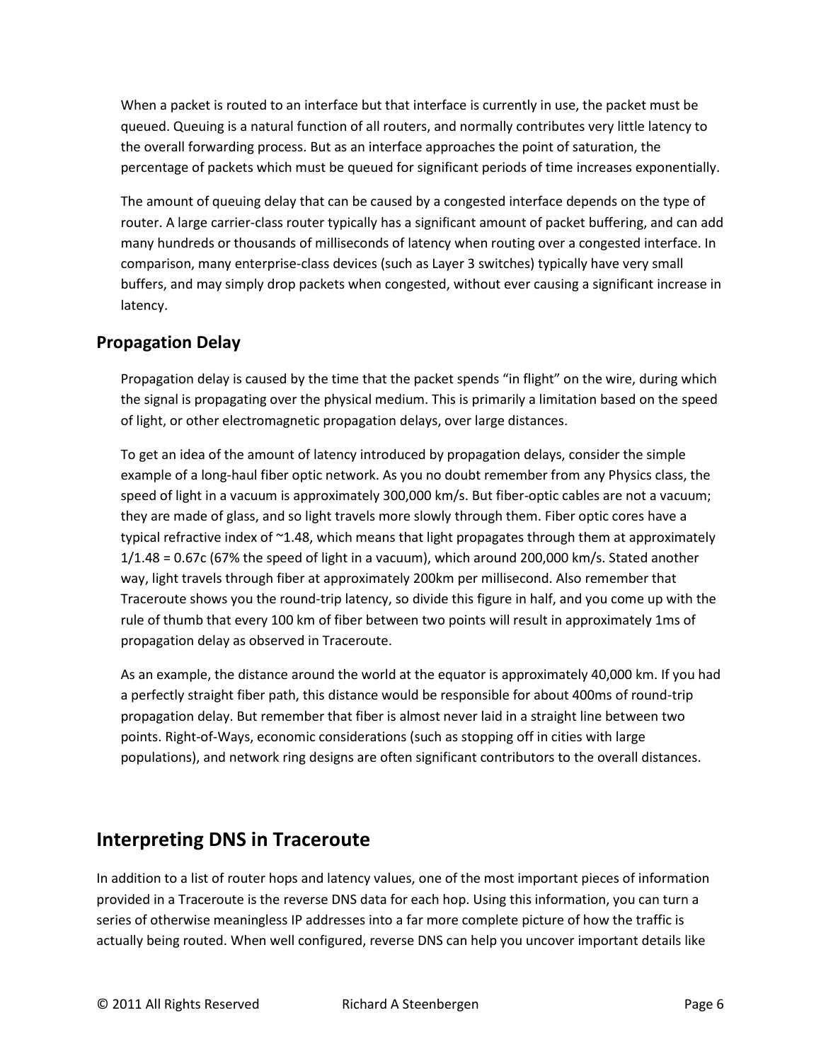When a packet is routed to an interface but that interface is currently in use, the packet must be queued. Queuing is a natural function of all routers, and normally contributes very little latency to the overall forwarding process. But as an interface approaches the point of saturation, the percentage of packets which must be queued for significant periods of time increases exponentially.

The amount of queuing delay that can be caused by a congested interface depends on the type of router. A large carrier-class router typically has a significant amount of packet buffering, and can add many hundreds or thousands of milliseconds of latency when routing over a congested interface. In comparison, many enterprise-class devices (such as Layer 3 switches) typically have very small buffers, and may simply drop packets when congested, without ever causing a significant increase in latency.

### Propagation Delay

Propagation delay is caused by the time that the packet spends "in flight" on the wire, during which the signal is propagating over the physical medium. This is primarily a limitation based on the speed of light, or other electromagnetic propagation delays, over large distances.

To get an idea of the amount of latency introduced by propagation delays, consider the simple example of a long-haul fiber optic network. As you no doubt remember from any Physics class, the speed of light in a vacuum is approximately 300,000 km/s. But fiber-optic cables are not a vacuum; they are made of glass, and so light travels more slowly through them. Fiber optic cores have a typical refractive index of ~1.48, which means that light propagates through them at approximately 1/1.48 = 0.67c (67% the speed of light in a vacuum), which around 200,000 km/s. Stated another way, light travels through fiber at approximately 200km per millisecond. Also remember that Traceroute shows you the round-trip latency, so divide this figure in half, and you come up with the rule of thumb that every 100 km of fiber between two points will result in approximately 1ms of propagation delay as observed in Traceroute.

As an example, the distance around the world at the equator is approximately 40,000 km. If you had a perfectly straight fiber path, this distance would be responsible for about 400ms of round-trip propagation delay. But remember that fiber is almost never laid in a straight line between two points. Right-of-Ways, economic considerations (such as stopping off in cities with large populations), and network ring designs are often significant contributors to the overall distances.

## Interpreting DNS in Traceroute

In addition to a list of router hops and latency values, one of the most important pieces of information provided in a Traceroute is the reverse DNS data for each hop. Using this information, you can turn a series of otherwise meaningless IP addresses into a far more complete picture of how the traffic is actually being routed. When well configured, reverse DNS can help you uncover important details like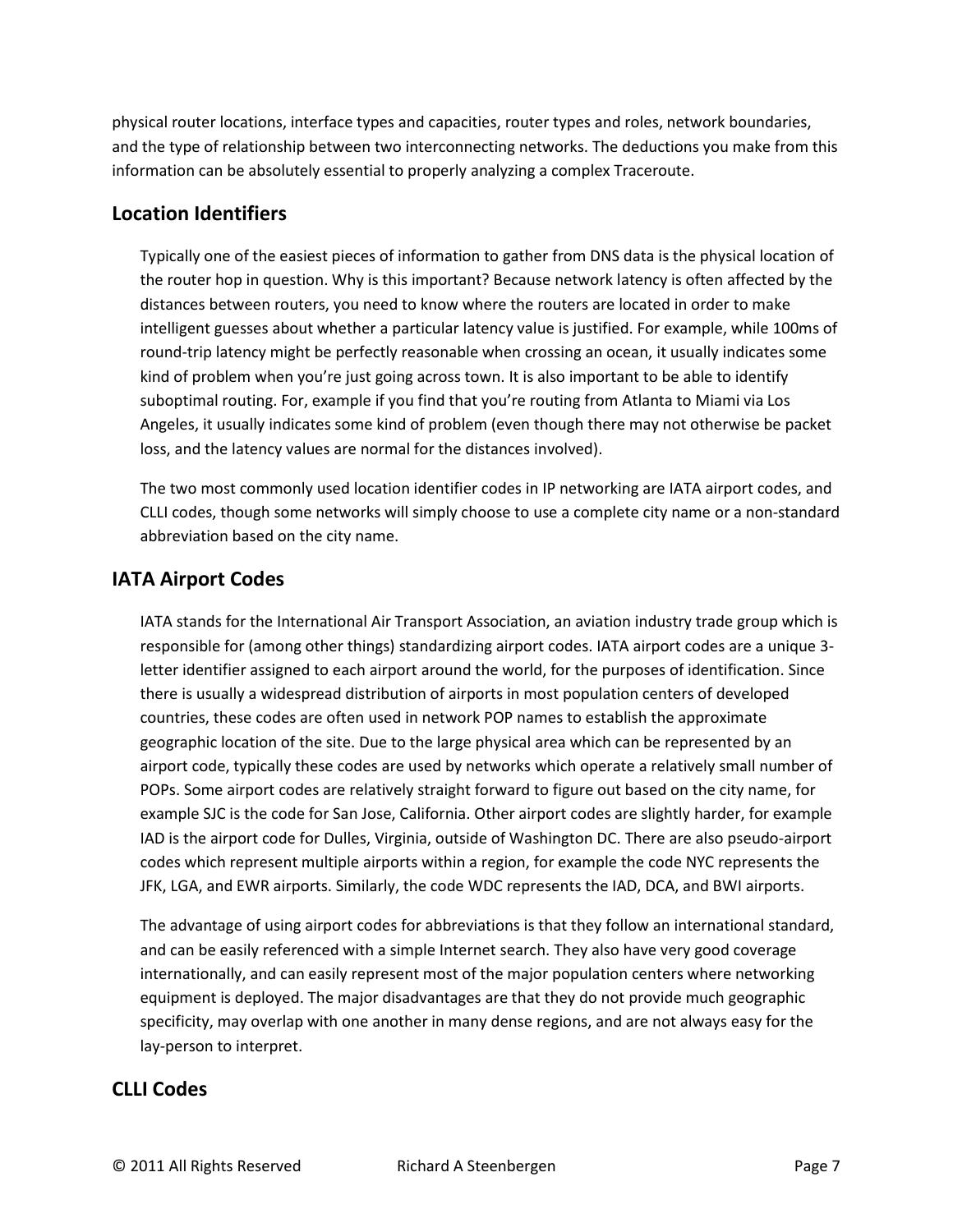physical router locations, interface types and capacities, router types and roles, network boundaries, and the type of relationship between two interconnecting networks. The deductions you make from this information can be absolutely essential to properly analyzing a complex Traceroute.

## Location Identifiers

Typically one of the easiest pieces of information to gather from DNS data is the physical location of the router hop in question. Why is this important? Because network latency is often affected by the distances between routers, you need to know where the routers are located in order to make intelligent guesses about whether a particular latency value is justified. For example, while 100ms of round-trip latency might be perfectly reasonable when crossing an ocean, it usually indicates some kind of problem when you're just going across town. It is also important to be able to identify suboptimal routing. For, example if you find that you're routing from Atlanta to Miami via Los Angeles, it usually indicates some kind of problem (even though there may not otherwise be packet loss, and the latency values are normal for the distances involved).

The two most commonly used location identifier codes in IP networking are IATA airport codes, and CLLI codes, though some networks will simply choose to use a complete city name or a non-standard abbreviation based on the city name.

## IATA Airport Codes

IATA stands for the International Air Transport Association, an aviation industry trade group which is responsible for (among other things) standardizing airport codes. IATA airport codes are a unique 3-letter identifier assigned to each airport around the world, for the purposes of identification. Since there is usually a widespread distribution of airports in most population centers of developed countries, these codes are often used in network POP names to establish the approximate geographic location of the site. Due to the large physical area which can be represented by an airport code, typically these codes are used by networks which operate a relatively small number of POPs. Some airport codes are relatively straight forward to figure out based on the city name, for example SJC is the code for San Jose, California. Other airport codes are slightly harder, for example IAD is the airport code for Dulles, Virginia, outside of Washington DC. There are also pseudo-airport codes which represent multiple airports within a region, for example the code NYC represents the JFK, LGA, and EWR airports. Similarly, the code WDC represents the IAD, DCA, and BWI airports.

The advantage of using airport codes for abbreviations is that they follow an international standard, and can be easily referenced with a simple Internet search. They also have very good coverage internationally, and can easily represent most of the major population centers where networking equipment is deployed. The major disadvantages are that they do not provide much geographic specificity, may overlap with one another in many dense regions, and are not always easy for the lay-person to interpret.

## CLLI Codes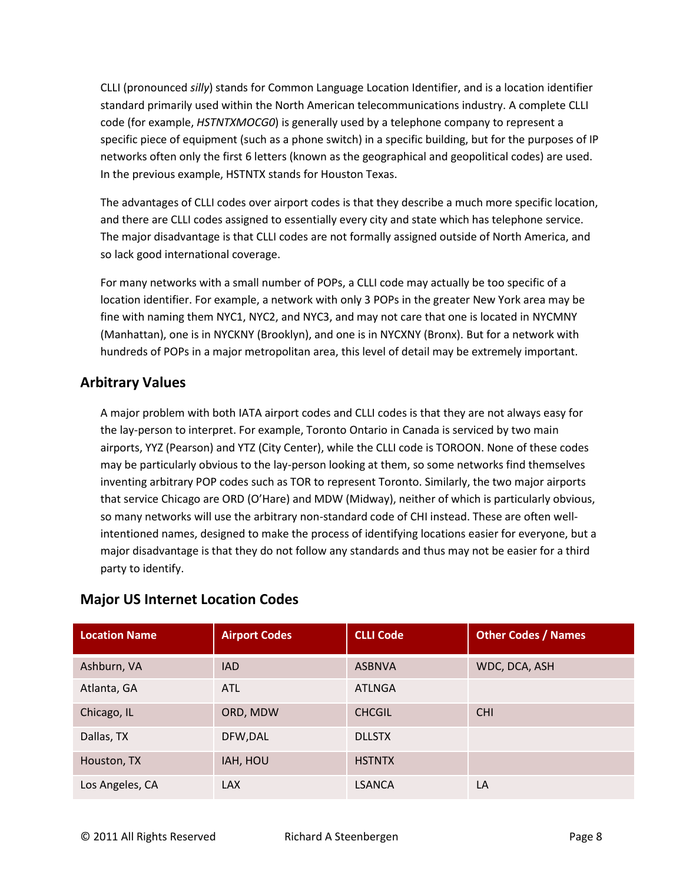CLLI (pronounced *silly*) stands for Common Language Location Identifier, and is a location identifier standard primarily used within the North American telecommunications industry. A complete CLLI code (for example, *HSTNTXMOCG0*) is generally used by a telephone company to represent a specific piece of equipment (such as a phone switch) in a specific building, but for the purposes of IP networks often only the first 6 letters (known as the geographical and geopolitical codes) are used. In the previous example, HSTNTX stands for Houston Texas.

The advantages of CLLI codes over airport codes is that they describe a much more specific location, and there are CLLI codes assigned to essentially every city and state which has telephone service. The major disadvantage is that CLLI codes are not formally assigned outside of North America, and so lack good international coverage.

For many networks with a small number of POPs, a CLLI code may actually be too specific of a location identifier. For example, a network with only 3 POPs in the greater New York area may be fine with naming them NYC1, NYC2, and NYC3, and may not care that one is located in NYCMNY (Manhattan), one is in NYCKNY (Brooklyn), and one is in NYCXNY (Bronx). But for a network with hundreds of POPs in a major metropolitan area, this level of detail may be extremely important.

## Arbitrary Values

A major problem with both IATA airport codes and CLLI codes is that they are not always easy for the lay-person to interpret. For example, Toronto Ontario in Canada is serviced by two main airports, YYZ (Pearson) and YTZ (City Center), while the CLLI code is TOROON. None of these codes may be particularly obvious to the lay-person looking at them, so some networks find themselves inventing arbitrary POP codes such as TOR to represent Toronto. Similarly, the two major airports that service Chicago are ORD (O'Hare) and MDW (Midway), neither of which is particularly obvious, so many networks will use the arbitrary non-standard code of CHI instead. These are often well-intentioned names, designed to make the process of identifying locations easier for everyone, but a major disadvantage is that they do not follow any standards and thus may not be easier for a third party to identify.

## Major US Internet Location Codes

| Location Name | Airport Codes | CLLI Code | Other Codes / Names |
|---|---|---|---|
| Ashburn, VA | IAD | ASBNVA | WDC, DCA, ASH |
| Atlanta, GA | ATL | ATLNGA | |
| Chicago, IL | ORD, MDW | CHCGIL | CHI |
| Dallas, TX | DFW,DAL | DLLSTX | |
| Houston, TX | IAH, HOU | HSTNTX | |
| Los Angeles, CA | LAX | LSANCA | LA |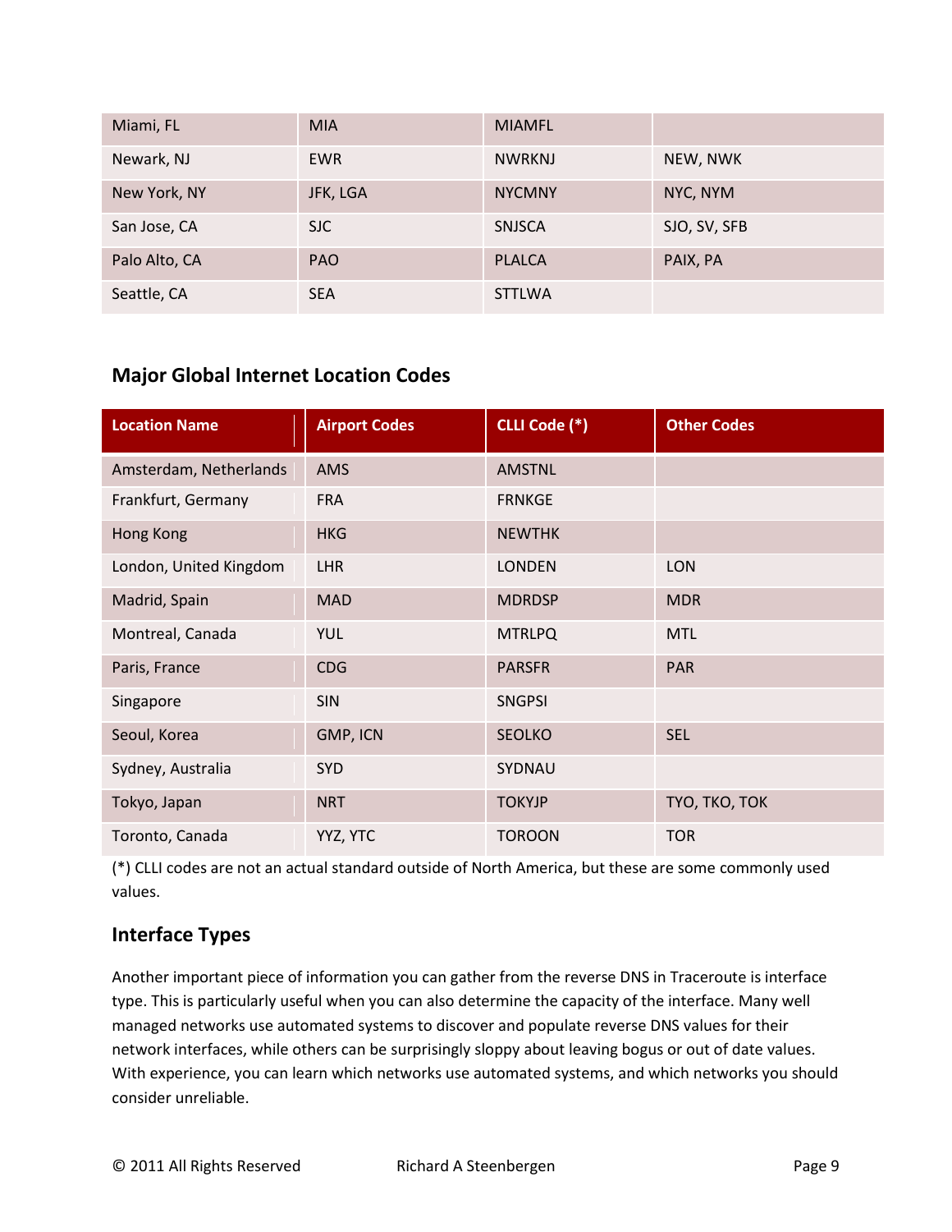| | | | |
|---|---|---|---|
| Miami, FL | MIA | MIAMFL | |
| Newark, NJ | EWR | NWRKNJ | NEW, NWK |
| New York, NY | JFK, LGA | NYCMNY | NYC, NYM |
| San Jose, CA | SJC | SNJSCA | SJO, SV, SFB |
| Palo Alto, CA | PAO | PLALCA | PAIX, PA |
| Seattle, CA | SEA | STTLWA | |

### Major Global Internet Location Codes

| Location Name | Airport Codes | CLLI Code (*) | Other Codes |
|---|---|---|---|
| Amsterdam, Netherlands | AMS | AMSTNL | |
| Frankfurt, Germany | FRA | FRNKGE | |
| Hong Kong | HKG | NEWTHK | |
| London, United Kingdom | LHR | LONDEN | LON |
| Madrid, Spain | MAD | MDRDSP | MDR |
| Montreal, Canada | YUL | MTRLPQ | MTL |
| Paris, France | CDG | PARSFR | PAR |
| Singapore | SIN | SNGPSI | |
| Seoul, Korea | GMP, ICN | SEOLKO | SEL |
| Sydney, Australia | SYD | SYDNAU | |
| Tokyo, Japan | NRT | TOKYJP | TYO, TKO, TOK |
| Toronto, Canada | YYZ, YTC | TOROON | TOR |

(*) CLLI codes are not an actual standard outside of North America, but these are some commonly used values.

### Interface Types

Another important piece of information you can gather from the reverse DNS in Traceroute is interface type. This is particularly useful when you can also determine the capacity of the interface. Many well managed networks use automated systems to discover and populate reverse DNS values for their network interfaces, while others can be surprisingly sloppy about leaving bogus or out of date values. With experience, you can learn which networks use automated systems, and which networks you should consider unreliable.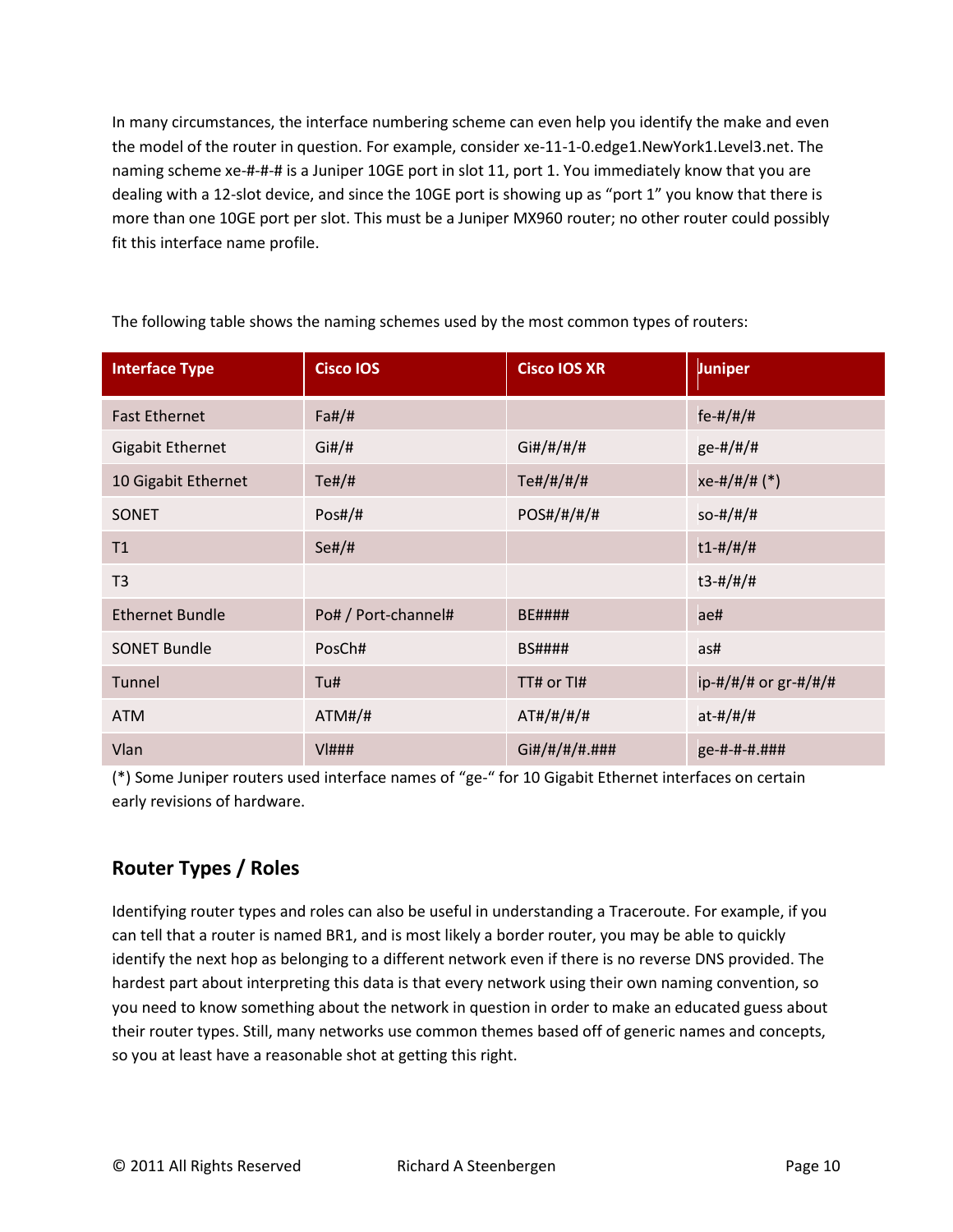In many circumstances, the interface numbering scheme can even help you identify the make and even the model of the router in question. For example, consider xe-11-1-0.edge1.NewYork1.Level3.net. The naming scheme xe-#-#-# is a Juniper 10GE port in slot 11, port 1. You immediately know that you are dealing with a 12-slot device, and since the 10GE port is showing up as "port 1" you know that there is more than one 10GE port per slot. This must be a Juniper MX960 router; no other router could possibly fit this interface name profile.

The following table shows the naming schemes used by the most common types of routers:

| Interface Type | Cisco IOS | Cisco IOS XR | Juniper |
|---|---|---|---|
| Fast Ethernet | Fa#/# | | fe-#/#/# |
| Gigabit Ethernet | Gi#/# | Gi#/#/#/# | ge-#/#/# |
| 10 Gigabit Ethernet | Te#/# | Te#/#/#/# | xe-#/#/# (*) |
| SONET | Pos#/# | POS#/#/#/# | so-#/#/# |
| T1 | Se#/# | | t1-#/#/# |
| T3 | | | t3-#/#/# |
| Ethernet Bundle | Po# / Port-channel# | BE#### | ae# |
| SONET Bundle | PosCh# | BS#### | as# |
| Tunnel | Tu# | TT# or TI# | ip-#/#/# or gr-#/#/# |
| ATM | ATM#/# | AT#/#/#/# | at-#/#/# |
| Vlan | Vl### | Gi#/#/#/#.### | ge-#-#-#.### |

(*) Some Juniper routers used interface names of "ge-" for 10 Gigabit Ethernet interfaces on certain early revisions of hardware.

## Router Types / Roles

Identifying router types and roles can also be useful in understanding a Traceroute. For example, if you can tell that a router is named BR1, and is most likely a border router, you may be able to quickly identify the next hop as belonging to a different network even if there is no reverse DNS provided. The hardest part about interpreting this data is that every network using their own naming convention, so you need to know something about the network in question in order to make an educated guess about their router types. Still, many networks use common themes based off of generic names and concepts, so you at least have a reasonable shot at getting this right.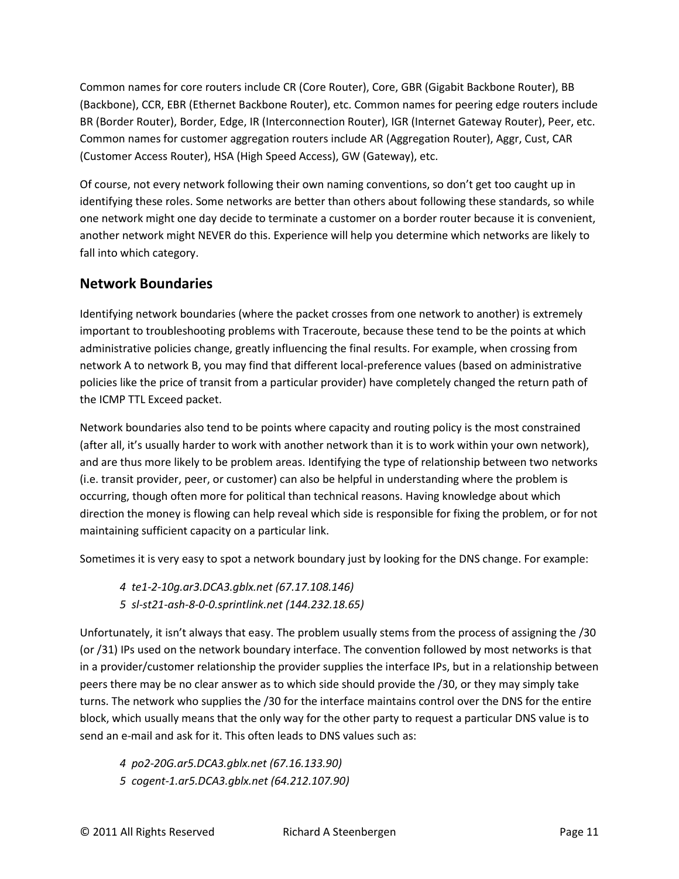Common names for core routers include CR (Core Router), Core, GBR (Gigabit Backbone Router), BB (Backbone), CCR, EBR (Ethernet Backbone Router), etc. Common names for peering edge routers include BR (Border Router), Border, Edge, IR (Interconnection Router), IGR (Internet Gateway Router), Peer, etc. Common names for customer aggregation routers include AR (Aggregation Router), Aggr, Cust, CAR (Customer Access Router), HSA (High Speed Access), GW (Gateway), etc.

Of course, not every network following their own naming conventions, so don't get too caught up in identifying these roles. Some networks are better than others about following these standards, so while one network might one day decide to terminate a customer on a border router because it is convenient, another network might NEVER do this. Experience will help you determine which networks are likely to fall into which category.

## Network Boundaries

Identifying network boundaries (where the packet crosses from one network to another) is extremely important to troubleshooting problems with Traceroute, because these tend to be the points at which administrative policies change, greatly influencing the final results. For example, when crossing from network A to network B, you may find that different local-preference values (based on administrative policies like the price of transit from a particular provider) have completely changed the return path of the ICMP TTL Exceed packet.

Network boundaries also tend to be points where capacity and routing policy is the most constrained (after all, it's usually harder to work with another network than it is to work within your own network), and are thus more likely to be problem areas. Identifying the type of relationship between two networks (i.e. transit provider, peer, or customer) can also be helpful in understanding where the problem is occurring, though often more for political than technical reasons. Having knowledge about which direction the money is flowing can help reveal which side is responsible for fixing the problem, or for not maintaining sufficient capacity on a particular link.

Sometimes it is very easy to spot a network boundary just by looking for the DNS change. For example:

> *4 te1-2-10g.ar3.DCA3.gblx.net (67.17.108.146)*
> *5 sl-st21-ash-8-0-0.sprintlink.net (144.232.18.65)*

Unfortunately, it isn't always that easy. The problem usually stems from the process of assigning the /30 (or /31) IPs used on the network boundary interface. The convention followed by most networks is that in a provider/customer relationship the provider supplies the interface IPs, but in a relationship between peers there may be no clear answer as to which side should provide the /30, or they may simply take turns. The network who supplies the /30 for the interface maintains control over the DNS for the entire block, which usually means that the only way for the other party to request a particular DNS value is to send an e-mail and ask for it. This often leads to DNS values such as:

> *4 po2-20G.ar5.DCA3.gblx.net (67.16.133.90)*
> *5 cogent-1.ar5.DCA3.gblx.net (64.212.107.90)*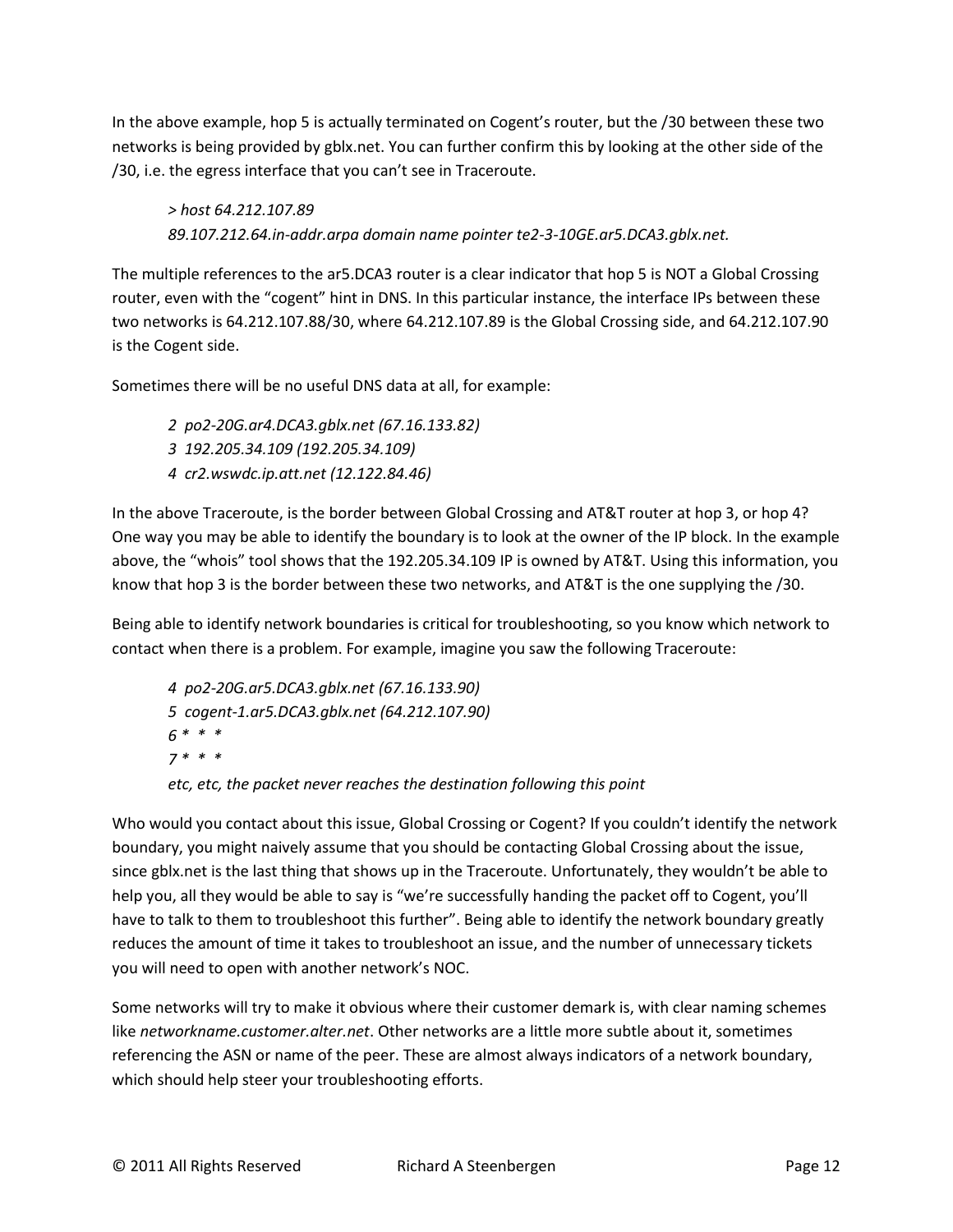In the above example, hop 5 is actually terminated on Cogent's router, but the /30 between these two networks is being provided by gblx.net. You can further confirm this by looking at the other side of the /30, i.e. the egress interface that you can't see in Traceroute.

> *> host 64.212.107.89*
> *89.107.212.64.in-addr.arpa domain name pointer te2-3-10GE.ar5.DCA3.gblx.net.*

The multiple references to the ar5.DCA3 router is a clear indicator that hop 5 is NOT a Global Crossing router, even with the "cogent" hint in DNS. In this particular instance, the interface IPs between these two networks is 64.212.107.88/30, where 64.212.107.89 is the Global Crossing side, and 64.212.107.90 is the Cogent side.

Sometimes there will be no useful DNS data at all, for example:

> *2 po2-20G.ar4.DCA3.gblx.net (67.16.133.82)*
> *3 192.205.34.109 (192.205.34.109)*
> *4 cr2.wswdc.ip.att.net (12.122.84.46)*

In the above Traceroute, is the border between Global Crossing and AT&T router at hop 3, or hop 4? One way you may be able to identify the boundary is to look at the owner of the IP block. In the example above, the "whois" tool shows that the 192.205.34.109 IP is owned by AT&T. Using this information, you know that hop 3 is the border between these two networks, and AT&T is the one supplying the /30.

Being able to identify network boundaries is critical for troubleshooting, so you know which network to contact when there is a problem. For example, imagine you saw the following Traceroute:

> *4 po2-20G.ar5.DCA3.gblx.net (67.16.133.90)*
> *5 cogent-1.ar5.DCA3.gblx.net (64.212.107.90)*
> *6 * * **
> *7 * * **
> *etc, etc, the packet never reaches the destination following this point*

Who would you contact about this issue, Global Crossing or Cogent? If you couldn't identify the network boundary, you might naively assume that you should be contacting Global Crossing about the issue, since gblx.net is the last thing that shows up in the Traceroute. Unfortunately, they wouldn't be able to help you, all they would be able to say is "we're successfully handing the packet off to Cogent, you'll have to talk to them to troubleshoot this further". Being able to identify the network boundary greatly reduces the amount of time it takes to troubleshoot an issue, and the number of unnecessary tickets you will need to open with another network's NOC.

Some networks will try to make it obvious where their customer demark is, with clear naming schemes like *networkname.customer.alter.net*. Other networks are a little more subtle about it, sometimes referencing the ASN or name of the peer. These are almost always indicators of a network boundary, which should help steer your troubleshooting efforts.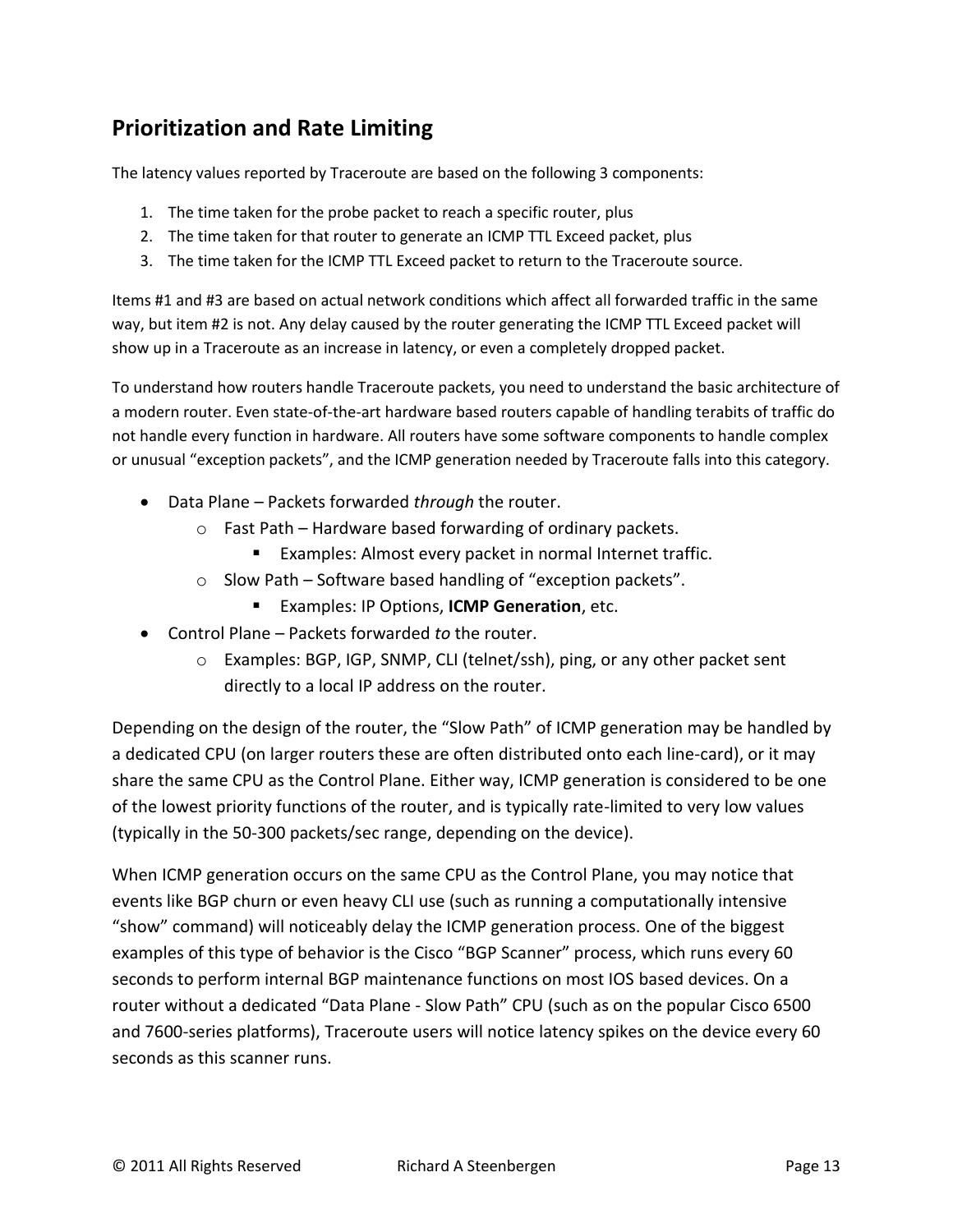## Prioritization and Rate Limiting

The latency values reported by Traceroute are based on the following 3 components:

1. The time taken for the probe packet to reach a specific router, plus
2. The time taken for that router to generate an ICMP TTL Exceed packet, plus
3. The time taken for the ICMP TTL Exceed packet to return to the Traceroute source.

Items #1 and #3 are based on actual network conditions which affect all forwarded traffic in the same way, but item #2 is not. Any delay caused by the router generating the ICMP TTL Exceed packet will show up in a Traceroute as an increase in latency, or even a completely dropped packet.

To understand how routers handle Traceroute packets, you need to understand the basic architecture of a modern router. Even state-of-the-art hardware based routers capable of handling terabits of traffic do not handle every function in hardware. All routers have some software components to handle complex or unusual "exception packets", and the ICMP generation needed by Traceroute falls into this category.

- Data Plane – Packets forwarded *through* the router.
  - Fast Path – Hardware based forwarding of ordinary packets.
    - Examples: Almost every packet in normal Internet traffic.
  - Slow Path – Software based handling of "exception packets".
    - Examples: IP Options, **ICMP Generation**, etc.
- Control Plane – Packets forwarded *to* the router.
  - Examples: BGP, IGP, SNMP, CLI (telnet/ssh), ping, or any other packet sent directly to a local IP address on the router.

Depending on the design of the router, the "Slow Path" of ICMP generation may be handled by a dedicated CPU (on larger routers these are often distributed onto each line-card), or it may share the same CPU as the Control Plane. Either way, ICMP generation is considered to be one of the lowest priority functions of the router, and is typically rate-limited to very low values (typically in the 50-300 packets/sec range, depending on the device).

When ICMP generation occurs on the same CPU as the Control Plane, you may notice that events like BGP churn or even heavy CLI use (such as running a computationally intensive "show" command) will noticeably delay the ICMP generation process. One of the biggest examples of this type of behavior is the Cisco "BGP Scanner" process, which runs every 60 seconds to perform internal BGP maintenance functions on most IOS based devices. On a router without a dedicated "Data Plane - Slow Path" CPU (such as on the popular Cisco 6500 and 7600-series platforms), Traceroute users will notice latency spikes on the device every 60 seconds as this scanner runs.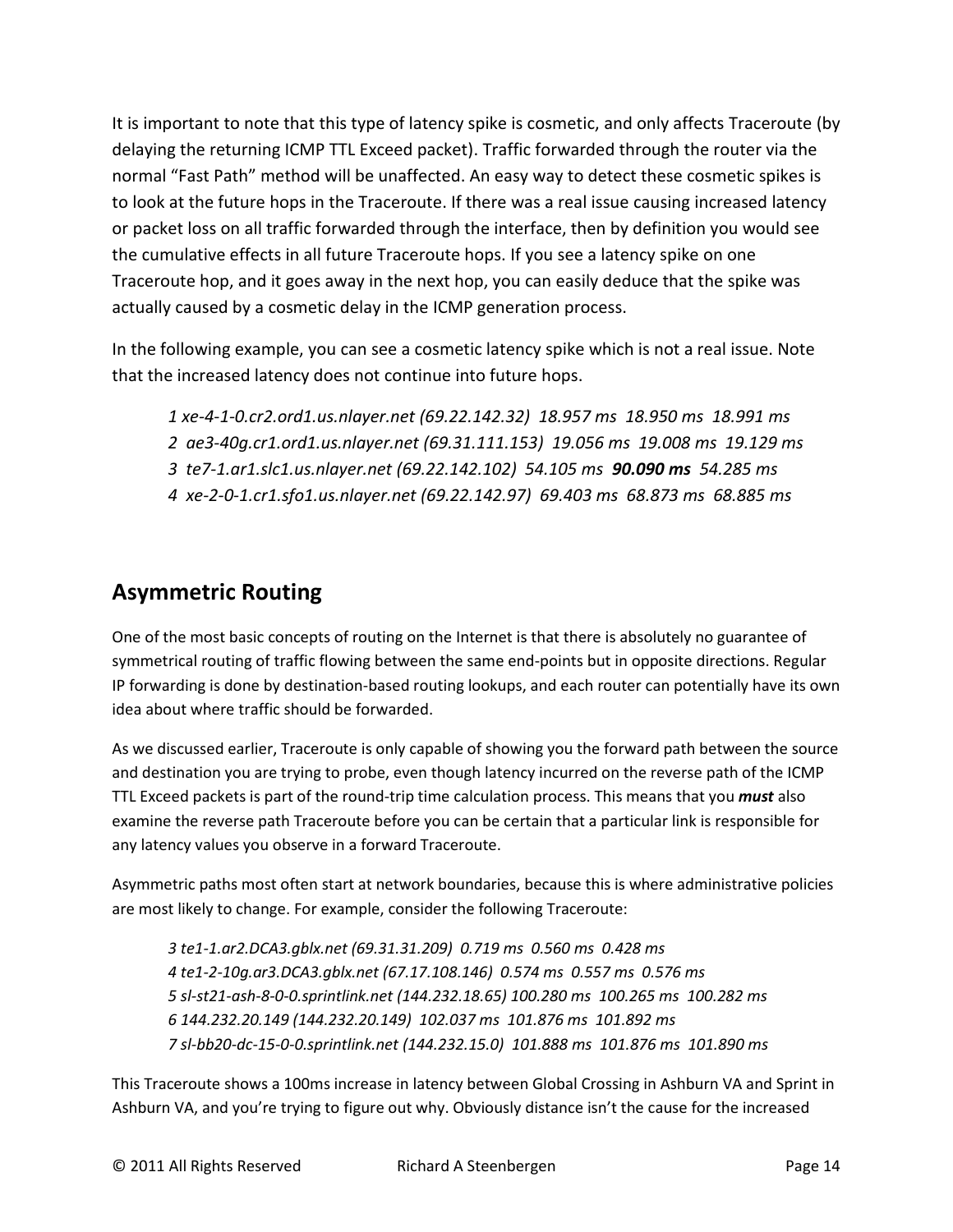It is important to note that this type of latency spike is cosmetic, and only affects Traceroute (by delaying the returning ICMP TTL Exceed packet). Traffic forwarded through the router via the normal "Fast Path" method will be unaffected. An easy way to detect these cosmetic spikes is to look at the future hops in the Traceroute. If there was a real issue causing increased latency or packet loss on all traffic forwarded through the interface, then by definition you would see the cumulative effects in all future Traceroute hops. If you see a latency spike on one Traceroute hop, and it goes away in the next hop, you can easily deduce that the spike was actually caused by a cosmetic delay in the ICMP generation process.

In the following example, you can see a cosmetic latency spike which is not a real issue. Note that the increased latency does not continue into future hops.

*1 xe-4-1-0.cr2.ord1.us.nlayer.net (69.22.142.32) 18.957 ms 18.950 ms 18.991 ms*
*2 ae3-40g.cr1.ord1.us.nlayer.net (69.31.111.153) 19.056 ms 19.008 ms 19.129 ms*
*3 te7-1.ar1.slc1.us.nlayer.net (69.22.142.102) 54.105 ms* ***90.090 ms*** *54.285 ms*
*4 xe-2-0-1.cr1.sfo1.us.nlayer.net (69.22.142.97) 69.403 ms 68.873 ms 68.885 ms*

## Asymmetric Routing

One of the most basic concepts of routing on the Internet is that there is absolutely no guarantee of symmetrical routing of traffic flowing between the same end-points but in opposite directions. Regular IP forwarding is done by destination-based routing lookups, and each router can potentially have its own idea about where traffic should be forwarded.

As we discussed earlier, Traceroute is only capable of showing you the forward path between the source and destination you are trying to probe, even though latency incurred on the reverse path of the ICMP TTL Exceed packets is part of the round-trip time calculation process. This means that you ***must*** also examine the reverse path Traceroute before you can be certain that a particular link is responsible for any latency values you observe in a forward Traceroute.

Asymmetric paths most often start at network boundaries, because this is where administrative policies are most likely to change. For example, consider the following Traceroute:

*3 te1-1.ar2.DCA3.gblx.net (69.31.31.209) 0.719 ms 0.560 ms 0.428 ms*
*4 te1-2-10g.ar3.DCA3.gblx.net (67.17.108.146) 0.574 ms 0.557 ms 0.576 ms*
*5 sl-st21-ash-8-0-0.sprintlink.net (144.232.18.65) 100.280 ms 100.265 ms 100.282 ms*
*6 144.232.20.149 (144.232.20.149) 102.037 ms 101.876 ms 101.892 ms*
*7 sl-bb20-dc-15-0-0.sprintlink.net (144.232.15.0) 101.888 ms 101.876 ms 101.890 ms*

This Traceroute shows a 100ms increase in latency between Global Crossing in Ashburn VA and Sprint in Ashburn VA, and you're trying to figure out why. Obviously distance isn't the cause for the increased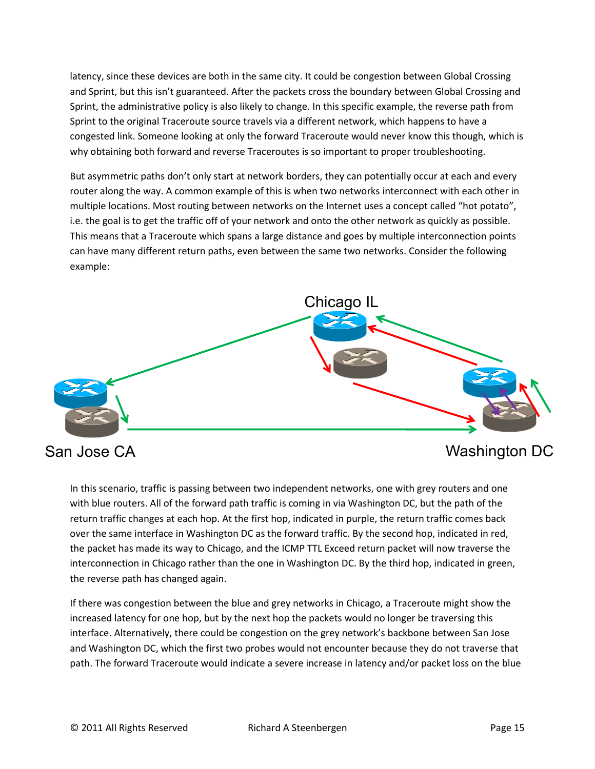latency, since these devices are both in the same city. It could be congestion between Global Crossing and Sprint, but this isn't guaranteed. After the packets cross the boundary between Global Crossing and Sprint, the administrative policy is also likely to change. In this specific example, the reverse path from Sprint to the original Traceroute source travels via a different network, which happens to have a congested link. Someone looking at only the forward Traceroute would never know this though, which is why obtaining both forward and reverse Traceroutes is so important to proper troubleshooting.

But asymmetric paths don't only start at network borders, they can potentially occur at each and every router along the way. A common example of this is when two networks interconnect with each other in multiple locations. Most routing between networks on the Internet uses a concept called "hot potato", i.e. the goal is to get the traffic off of your network and onto the other network as quickly as possible. This means that a Traceroute which spans a large distance and goes by multiple interconnection points can have many different return paths, even between the same two networks. Consider the following example:

Chicago IL

San Jose CA

Washington DC

In this scenario, traffic is passing between two independent networks, one with grey routers and one with blue routers. All of the forward path traffic is coming in via Washington DC, but the path of the return traffic changes at each hop. At the first hop, indicated in purple, the return traffic comes back over the same interface in Washington DC as the forward traffic. By the second hop, indicated in red, the packet has made its way to Chicago, and the ICMP TTL Exceed return packet will now traverse the interconnection in Chicago rather than the one in Washington DC. By the third hop, indicated in green, the reverse path has changed again.

If there was congestion between the blue and grey networks in Chicago, a Traceroute might show the increased latency for one hop, but by the next hop the packets would no longer be traversing this interface. Alternatively, there could be congestion on the grey network's backbone between San Jose and Washington DC, which the first two probes would not encounter because they do not traverse that path. The forward Traceroute would indicate a severe increase in latency and/or packet loss on the blue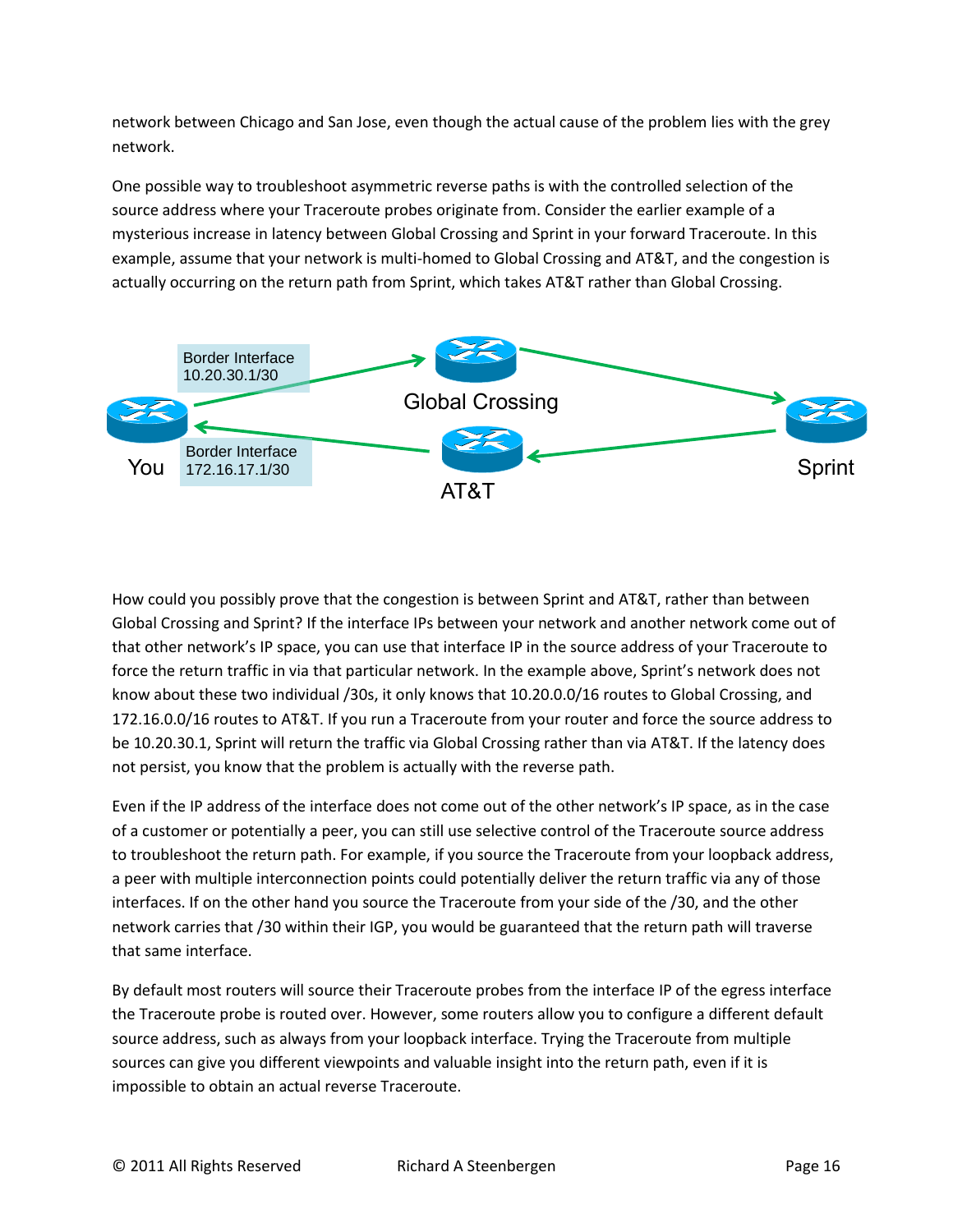network between Chicago and San Jose, even though the actual cause of the problem lies with the grey network.

One possible way to troubleshoot asymmetric reverse paths is with the controlled selection of the source address where your Traceroute probes originate from. Consider the earlier example of a mysterious increase in latency between Global Crossing and Sprint in your forward Traceroute. In this example, assume that your network is multi-homed to Global Crossing and AT&T, and the congestion is actually occurring on the return path from Sprint, which takes AT&T rather than Global Crossing.

How could you possibly prove that the congestion is between Sprint and AT&T, rather than between Global Crossing and Sprint? If the interface IPs between your network and another network come out of that other network's IP space, you can use that interface IP in the source address of your Traceroute to force the return traffic in via that particular network. In the example above, Sprint's network does not know about these two individual /30s, it only knows that 10.20.0.0/16 routes to Global Crossing, and 172.16.0.0/16 routes to AT&T. If you run a Traceroute from your router and force the source address to be 10.20.30.1, Sprint will return the traffic via Global Crossing rather than via AT&T. If the latency does not persist, you know that the problem is actually with the reverse path.

Even if the IP address of the interface does not come out of the other network's IP space, as in the case of a customer or potentially a peer, you can still use selective control of the Traceroute source address to troubleshoot the return path. For example, if you source the Traceroute from your loopback address, a peer with multiple interconnection points could potentially deliver the return traffic via any of those interfaces. If on the other hand you source the Traceroute from your side of the /30, and the other network carries that /30 within their IGP, you would be guaranteed that the return path will traverse that same interface.

By default most routers will source their Traceroute probes from the interface IP of the egress interface the Traceroute probe is routed over. However, some routers allow you to configure a different default source address, such as always from your loopback interface. Trying the Traceroute from multiple sources can give you different viewpoints and valuable insight into the return path, even if it is impossible to obtain an actual reverse Traceroute.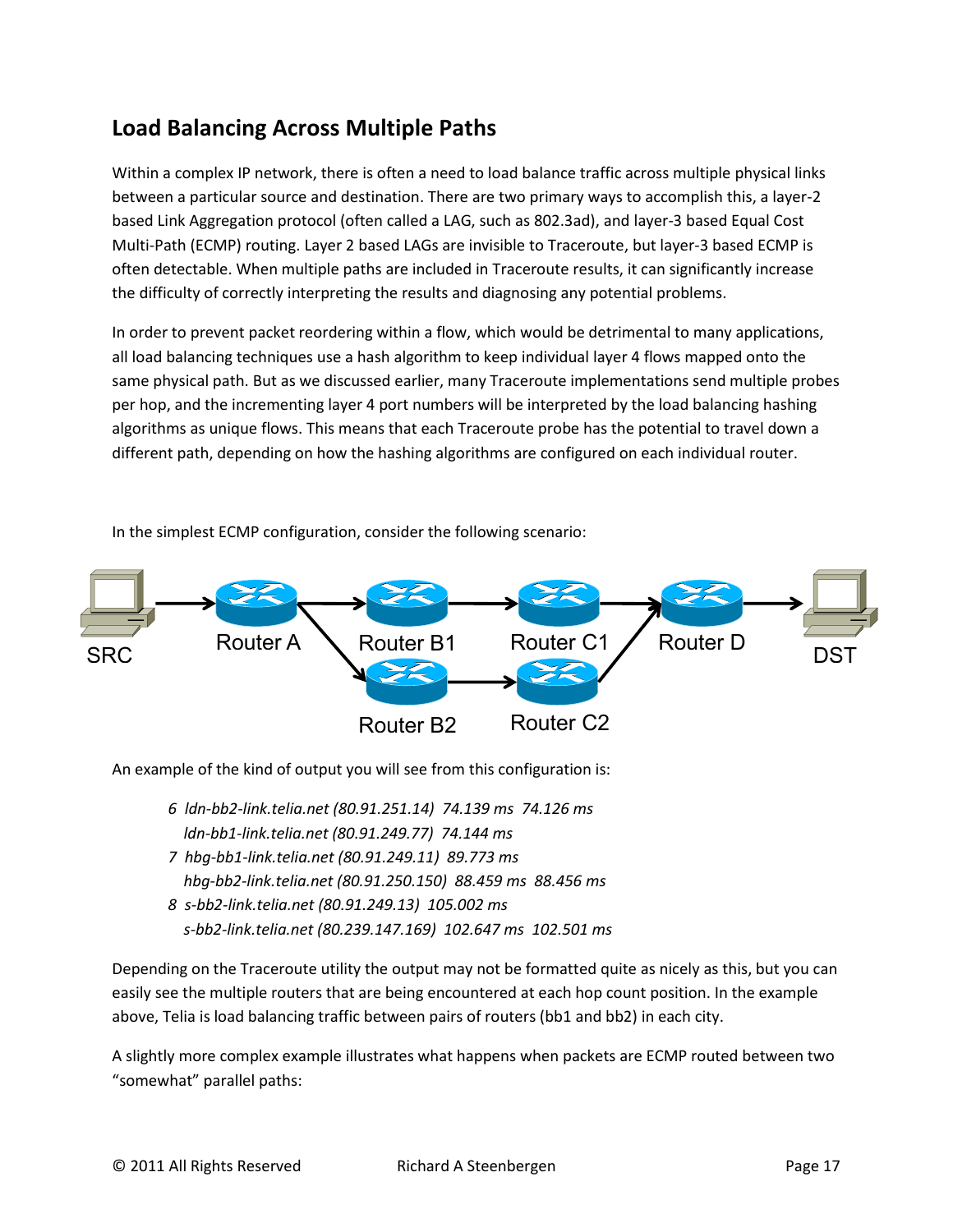## Load Balancing Across Multiple Paths

Within a complex IP network, there is often a need to load balance traffic across multiple physical links between a particular source and destination. There are two primary ways to accomplish this, a layer-2 based Link Aggregation protocol (often called a LAG, such as 802.3ad), and layer-3 based Equal Cost Multi-Path (ECMP) routing. Layer 2 based LAGs are invisible to Traceroute, but layer-3 based ECMP is often detectable. When multiple paths are included in Traceroute results, it can significantly increase the difficulty of correctly interpreting the results and diagnosing any potential problems.

In order to prevent packet reordering within a flow, which would be detrimental to many applications, all load balancing techniques use a hash algorithm to keep individual layer 4 flows mapped onto the same physical path. But as we discussed earlier, many Traceroute implementations send multiple probes per hop, and the incrementing layer 4 port numbers will be interpreted by the load balancing hashing algorithms as unique flows. This means that each Traceroute probe has the potential to travel down a different path, depending on how the hashing algorithms are configured on each individual router.

In the simplest ECMP configuration, consider the following scenario:

SRC → Router A → Router B1 → Router C1 → Router D → DST
Router A → Router B2 → Router C2 → Router D

An example of the kind of output you will see from this configuration is:

```
6  ldn-bb2-link.telia.net (80.91.251.14)  74.139 ms  74.126 ms
   ldn-bb1-link.telia.net (80.91.249.77)  74.144 ms
7  hbg-bb1-link.telia.net (80.91.249.11)  89.773 ms
   hbg-bb2-link.telia.net (80.91.250.150)  88.459 ms  88.456 ms
8  s-bb2-link.telia.net (80.91.249.13)  105.002 ms
   s-bb2-link.telia.net (80.239.147.169)  102.647 ms  102.501 ms
```

Depending on the Traceroute utility the output may not be formatted quite as nicely as this, but you can easily see the multiple routers that are being encountered at each hop count position. In the example above, Telia is load balancing traffic between pairs of routers (bb1 and bb2) in each city.

A slightly more complex example illustrates what happens when packets are ECMP routed between two "somewhat" parallel paths: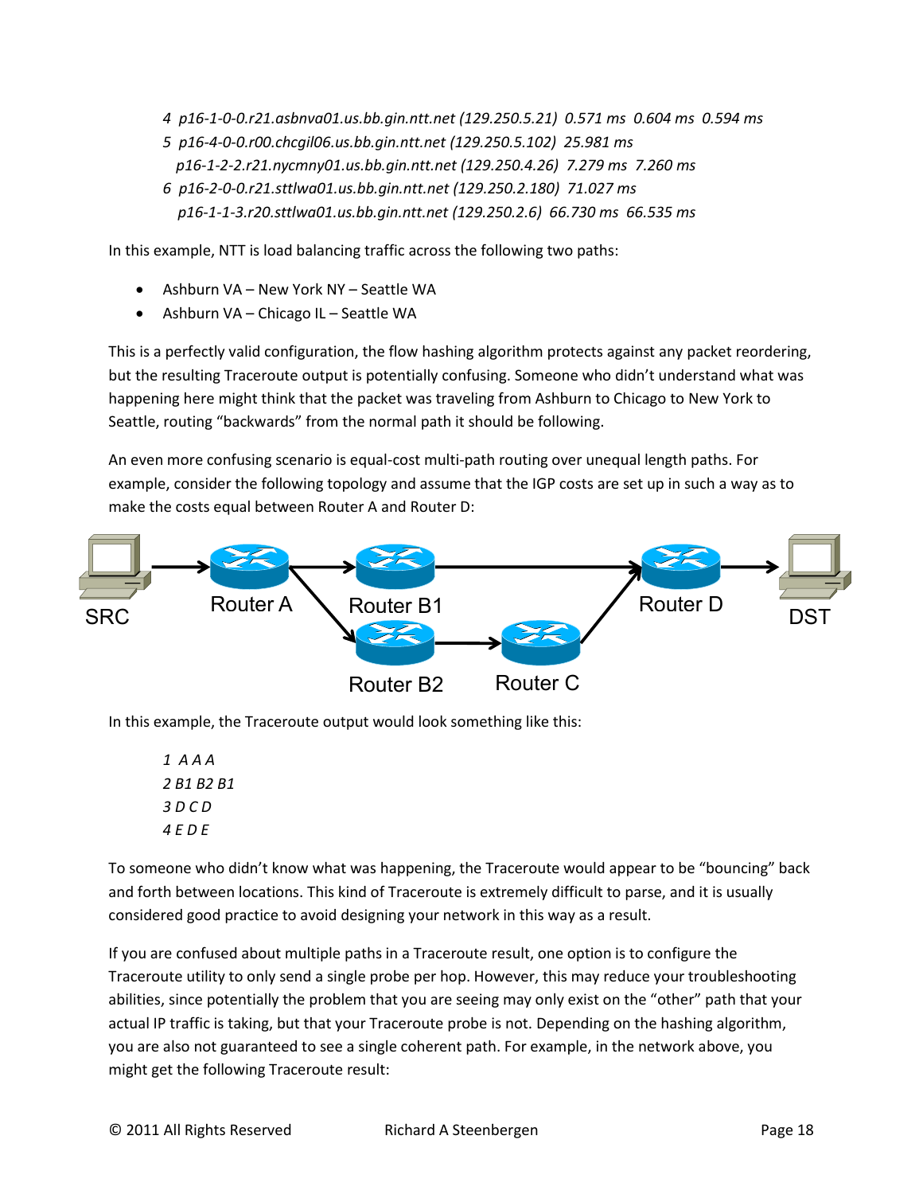*4 p16-1-0-0.r21.asbnva01.us.bb.gin.ntt.net (129.250.5.21) 0.571 ms 0.604 ms 0.594 ms*
*5 p16-4-0-0.r00.chcgil06.us.bb.gin.ntt.net (129.250.5.102) 25.981 ms*
*p16-1-2-2.r21.nycmny01.us.bb.gin.ntt.net (129.250.4.26) 7.279 ms 7.260 ms*
*6 p16-2-0-0.r21.sttlwa01.us.bb.gin.ntt.net (129.250.2.180) 71.027 ms*
*p16-1-1-3.r20.sttlwa01.us.bb.gin.ntt.net (129.250.2.6) 66.730 ms 66.535 ms*

In this example, NTT is load balancing traffic across the following two paths:

- Ashburn VA – New York NY – Seattle WA
- Ashburn VA – Chicago IL – Seattle WA

This is a perfectly valid configuration, the flow hashing algorithm protects against any packet reordering, but the resulting Traceroute output is potentially confusing. Someone who didn't understand what was happening here might think that the packet was traveling from Ashburn to Chicago to New York to Seattle, routing "backwards" from the normal path it should be following.

An even more confusing scenario is equal-cost multi-path routing over unequal length paths. For example, consider the following topology and assume that the IGP costs are set up in such a way as to make the costs equal between Router A and Router D:

SRC → Router A → Router B1 → Router D → DST
Router A → Router B2 → Router C → Router D

In this example, the Traceroute output would look something like this:

*1 A A A*
*2 B1 B2 B1*
*3 D C D*
*4 E D E*

To someone who didn't know what was happening, the Traceroute would appear to be "bouncing" back and forth between locations. This kind of Traceroute is extremely difficult to parse, and it is usually considered good practice to avoid designing your network in this way as a result.

If you are confused about multiple paths in a Traceroute result, one option is to configure the Traceroute utility to only send a single probe per hop. However, this may reduce your troubleshooting abilities, since potentially the problem that you are seeing may only exist on the "other" path that your actual IP traffic is taking, but that your Traceroute probe is not. Depending on the hashing algorithm, you are also not guaranteed to see a single coherent path. For example, in the network above, you might get the following Traceroute result: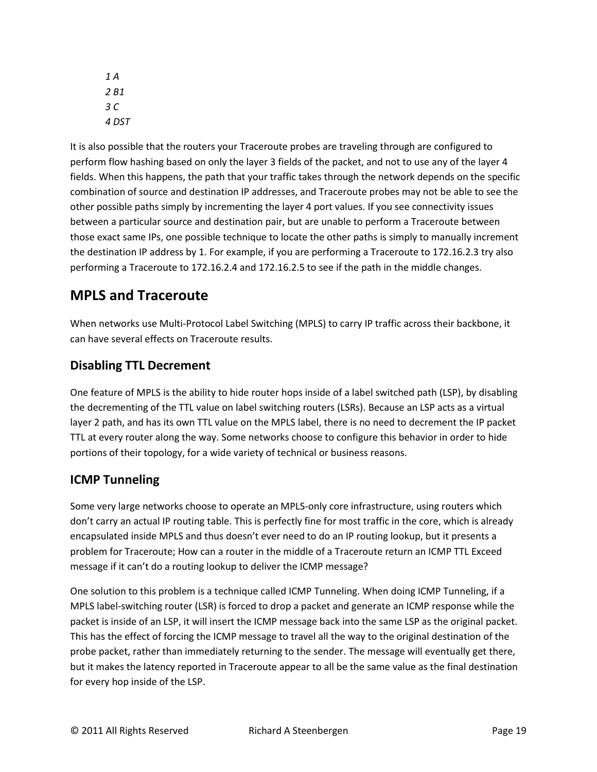*1 A*
*2 B1*
*3 C*
*4 DST*

It is also possible that the routers your Traceroute probes are traveling through are configured to perform flow hashing based on only the layer 3 fields of the packet, and not to use any of the layer 4 fields. When this happens, the path that your traffic takes through the network depends on the specific combination of source and destination IP addresses, and Traceroute probes may not be able to see the other possible paths simply by incrementing the layer 4 port values. If you see connectivity issues between a particular source and destination pair, but are unable to perform a Traceroute between those exact same IPs, one possible technique to locate the other paths is simply to manually increment the destination IP address by 1. For example, if you are performing a Traceroute to 172.16.2.3 try also performing a Traceroute to 172.16.2.4 and 172.16.2.5 to see if the path in the middle changes.

## MPLS and Traceroute

When networks use Multi-Protocol Label Switching (MPLS) to carry IP traffic across their backbone, it can have several effects on Traceroute results.

### Disabling TTL Decrement

One feature of MPLS is the ability to hide router hops inside of a label switched path (LSP), by disabling the decrementing of the TTL value on label switching routers (LSRs). Because an LSP acts as a virtual layer 2 path, and has its own TTL value on the MPLS label, there is no need to decrement the IP packet TTL at every router along the way. Some networks choose to configure this behavior in order to hide portions of their topology, for a wide variety of technical or business reasons.

### ICMP Tunneling

Some very large networks choose to operate an MPLS-only core infrastructure, using routers which don't carry an actual IP routing table. This is perfectly fine for most traffic in the core, which is already encapsulated inside MPLS and thus doesn't ever need to do an IP routing lookup, but it presents a problem for Traceroute; How can a router in the middle of a Traceroute return an ICMP TTL Exceed message if it can't do a routing lookup to deliver the ICMP message?

One solution to this problem is a technique called ICMP Tunneling. When doing ICMP Tunneling, if a MPLS label-switching router (LSR) is forced to drop a packet and generate an ICMP response while the packet is inside of an LSP, it will insert the ICMP message back into the same LSP as the original packet. This has the effect of forcing the ICMP message to travel all the way to the original destination of the probe packet, rather than immediately returning to the sender. The message will eventually get there, but it makes the latency reported in Traceroute appear to all be the same value as the final destination for every hop inside of the LSP.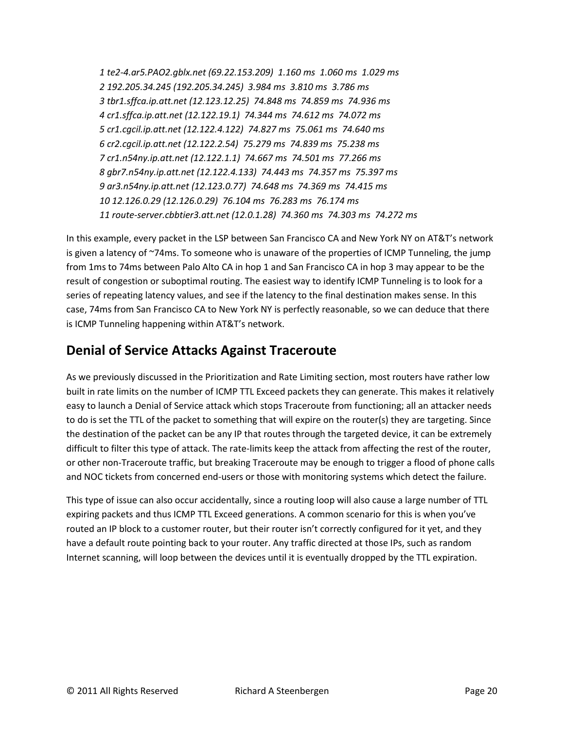*1 te2-4.ar5.PAO2.gblx.net (69.22.153.209) 1.160 ms 1.060 ms 1.029 ms*
*2 192.205.34.245 (192.205.34.245) 3.984 ms 3.810 ms 3.786 ms*
*3 tbr1.sffca.ip.att.net (12.123.12.25) 74.848 ms 74.859 ms 74.936 ms*
*4 cr1.sffca.ip.att.net (12.122.19.1) 74.344 ms 74.612 ms 74.072 ms*
*5 cr1.cgcil.ip.att.net (12.122.4.122) 74.827 ms 75.061 ms 74.640 ms*
*6 cr2.cgcil.ip.att.net (12.122.2.54) 75.279 ms 74.839 ms 75.238 ms*
*7 cr1.n54ny.ip.att.net (12.122.1.1) 74.667 ms 74.501 ms 77.266 ms*
*8 gbr7.n54ny.ip.att.net (12.122.4.133) 74.443 ms 74.357 ms 75.397 ms*
*9 ar3.n54ny.ip.att.net (12.123.0.77) 74.648 ms 74.369 ms 74.415 ms*
*10 12.126.0.29 (12.126.0.29) 76.104 ms 76.283 ms 76.174 ms*
*11 route-server.cbbtier3.att.net (12.0.1.28) 74.360 ms 74.303 ms 74.272 ms*

In this example, every packet in the LSP between San Francisco CA and New York NY on AT&T's network is given a latency of ~74ms. To someone who is unaware of the properties of ICMP Tunneling, the jump from 1ms to 74ms between Palo Alto CA in hop 1 and San Francisco CA in hop 3 may appear to be the result of congestion or suboptimal routing. The easiest way to identify ICMP Tunneling is to look for a series of repeating latency values, and see if the latency to the final destination makes sense. In this case, 74ms from San Francisco CA to New York NY is perfectly reasonable, so we can deduce that there is ICMP Tunneling happening within AT&T's network.

## Denial of Service Attacks Against Traceroute

As we previously discussed in the Prioritization and Rate Limiting section, most routers have rather low built in rate limits on the number of ICMP TTL Exceed packets they can generate. This makes it relatively easy to launch a Denial of Service attack which stops Traceroute from functioning; all an attacker needs to do is set the TTL of the packet to something that will expire on the router(s) they are targeting. Since the destination of the packet can be any IP that routes through the targeted device, it can be extremely difficult to filter this type of attack. The rate-limits keep the attack from affecting the rest of the router, or other non-Traceroute traffic, but breaking Traceroute may be enough to trigger a flood of phone calls and NOC tickets from concerned end-users or those with monitoring systems which detect the failure.

This type of issue can also occur accidentally, since a routing loop will also cause a large number of TTL expiring packets and thus ICMP TTL Exceed generations. A common scenario for this is when you've routed an IP block to a customer router, but their router isn't correctly configured for it yet, and they have a default route pointing back to your router. Any traffic directed at those IPs, such as random Internet scanning, will loop between the devices until it is eventually dropped by the TTL expiration.